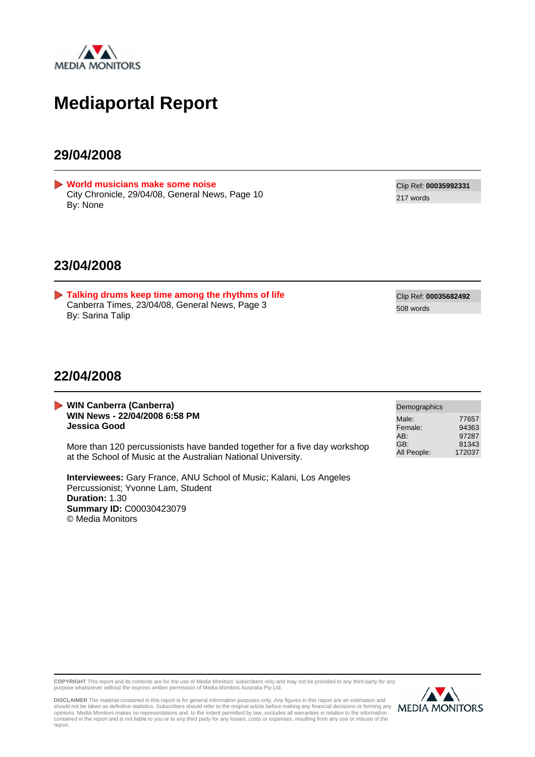MEDIA MONITORS

# Mediaportal Report

## 29/04/2008

**World musicians make some noise**
City Chronicle, 29/04/08, General News, Page 10
By: None

Clip Ref: **00035992331**
217 words

## 23/04/2008

**Talking drums keep time among the rhythms of life**
Canberra Times, 23/04/08, General News, Page 3
By: Sarina Talip

Clip Ref: **00035682492**
508 words

## 22/04/2008

**WIN Canberra (Canberra)**
**WIN News - 22/04/2008 6:58 PM**
**Jessica Good**

More than 120 percussionists have banded together for a five day workshop at the School of Music at the Australian National University.

**Interviewees:** Gary France, ANU School of Music; Kalani, Los Angeles Percussionist; Yvonne Lam, Student
**Duration:** 1.30
**Summary ID:** C00030423079
© Media Monitors

| Demographics | |
|---|---|
| Male: | 77657 |
| Female: | 94363 |
| AB: | 97287 |
| GB: | 81343 |
| All People: | 172037 |

**COPYRIGHT** This report and its contents are for the use of Media Monitors' subscribers only and may not be provided to any third party for any purpose whatsoever without the express written permission of Media Monitors Australia Pty Ltd.

**DISCLAIMER** The material contained in this report is for general information purposes only. Any figures in this report are an estimation and should not be taken as definitive statistics. Subscribers should refer to the original article before making any financial decisions or forming any opinions. Media Monitors makes no representations and, to the extent permitted by law, excludes all warranties in relation to the information contained in the report and is not liable to you or to any third party for any losses, costs or expenses, resulting from any use or misuse of the report.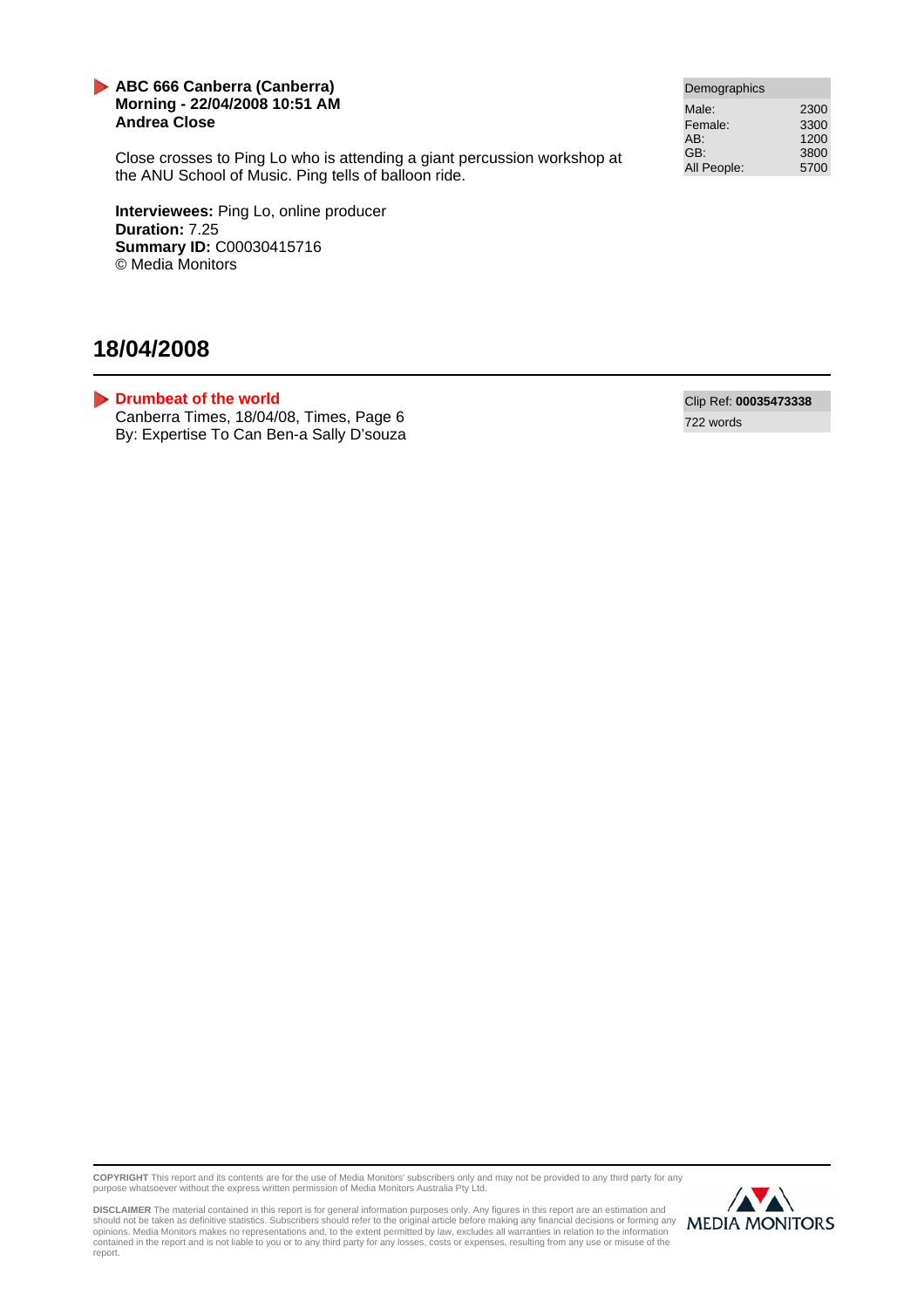**ABC 666 Canberra (Canberra)**
**Morning - 22/04/2008 10:51 AM**
**Andrea Close**

Close crosses to Ping Lo who is attending a giant percussion workshop at the ANU School of Music. Ping tells of balloon ride.

**Interviewees:** Ping Lo, online producer
**Duration:** 7.25
**Summary ID:** C00030415716
© Media Monitors

| Demographics | |
|---|---|
| Male: | 2300 |
| Female: | 3300 |
| AB: | 1200 |
| GB: | 3800 |
| All People: | 5700 |

## 18/04/2008

**Drumbeat of the world**
Canberra Times, 18/04/08, Times, Page 6
By: Expertise To Can Ben-a Sally D'souza

Clip Ref: **00035473338**
722 words

**COPYRIGHT** This report and its contents are for the use of Media Monitors' subscribers only and may not be provided to any third party for any purpose whatsoever without the express written permission of Media Monitors Australia Pty Ltd.

**DISCLAIMER** The material contained in this report is for general information purposes only. Any figures in this report are an estimation and should not be taken as definitive statistics. Subscribers should refer to the original article before making any financial decisions or forming any opinions. Media Monitors makes no representations and, to the extent permitted by law, excludes all warranties in relation to the information contained in the report and is not liable to you or to any third party for any losses, costs or expenses, resulting from any use or misuse of the report.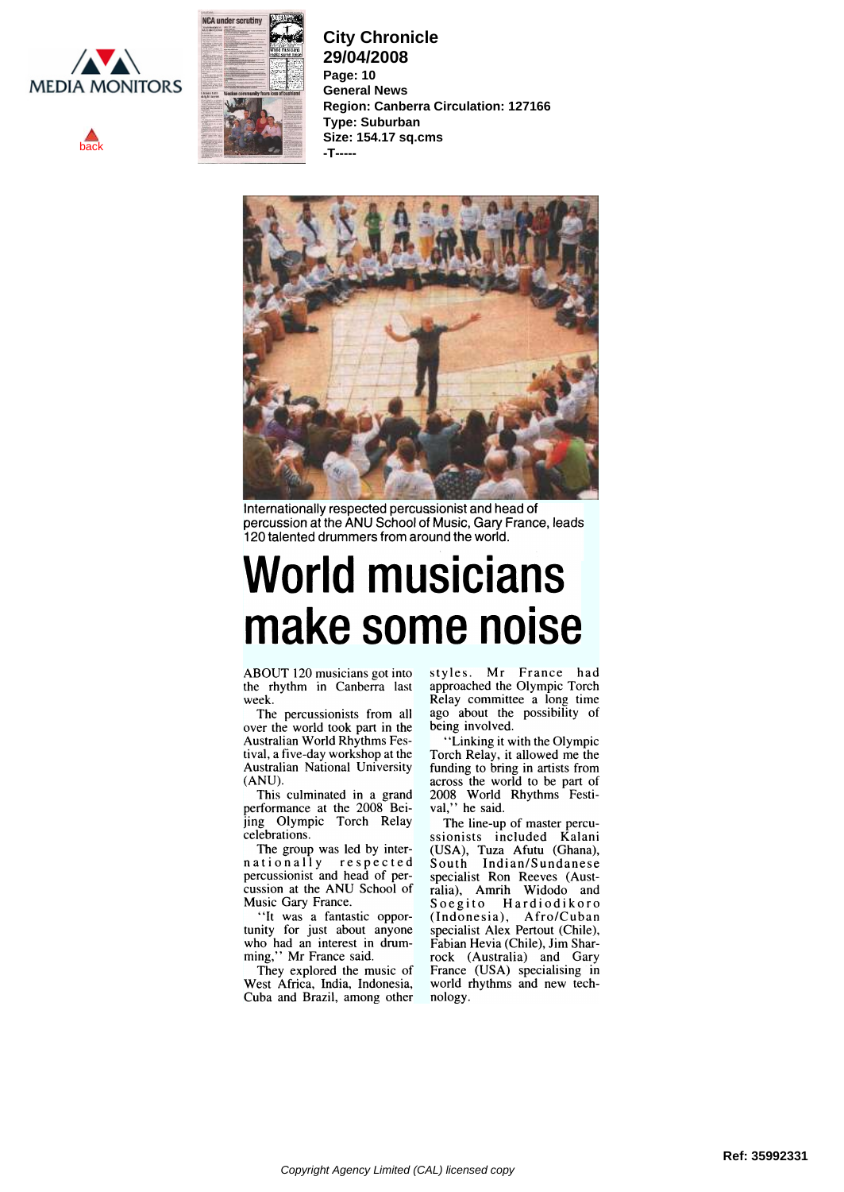**City Chronicle**
**29/04/2008**
**Page: 10**
**General News**
**Region: Canberra Circulation: 127166**
**Type: Suburban**
**Size: 154.17 sq.cms**
**-T-----**

Internationally respected percussionist and head of percussion at the ANU School of Music, Gary France, leads 120 talented drummers from around the world.

# World musicians make some noise

ABOUT 120 musicians got into the rhythm in Canberra last week.

The percussionists from all over the world took part in the Australian World Rhythms Festival, a five-day workshop at the Australian National University (ANU).

This culminated in a grand performance at the 2008 Beijing Olympic Torch Relay celebrations.

The group was led by internationally respected percussionist and head of percussion at the ANU School of Music Gary France.

''It was a fantastic opportunity for just about anyone who had an interest in drumming,'' Mr France said.

They explored the music of West Africa, India, Indonesia, Cuba and Brazil, among other styles. Mr France had approached the Olympic Torch Relay committee a long time ago about the possibility of being involved.

''Linking it with the Olympic Torch Relay, it allowed me the funding to bring in artists from across the world to be part of 2008 World Rhythms Festival,'' he said.

The line-up of master percussionists included Kalani (USA), Tuza Afutu (Ghana), South Indian/Sundanese specialist Ron Reeves (Australia), Amrih Widodo and Soegito Hardiodikoro (Indonesia), Afro/Cuban specialist Alex Pertout (Chile), Fabian Hevia (Chile), Jim Sharrock (Australia) and Gary France (USA) specialising in world rhythms and new technology.

Ref: 35992331

Copyright Agency Limited (CAL) licensed copy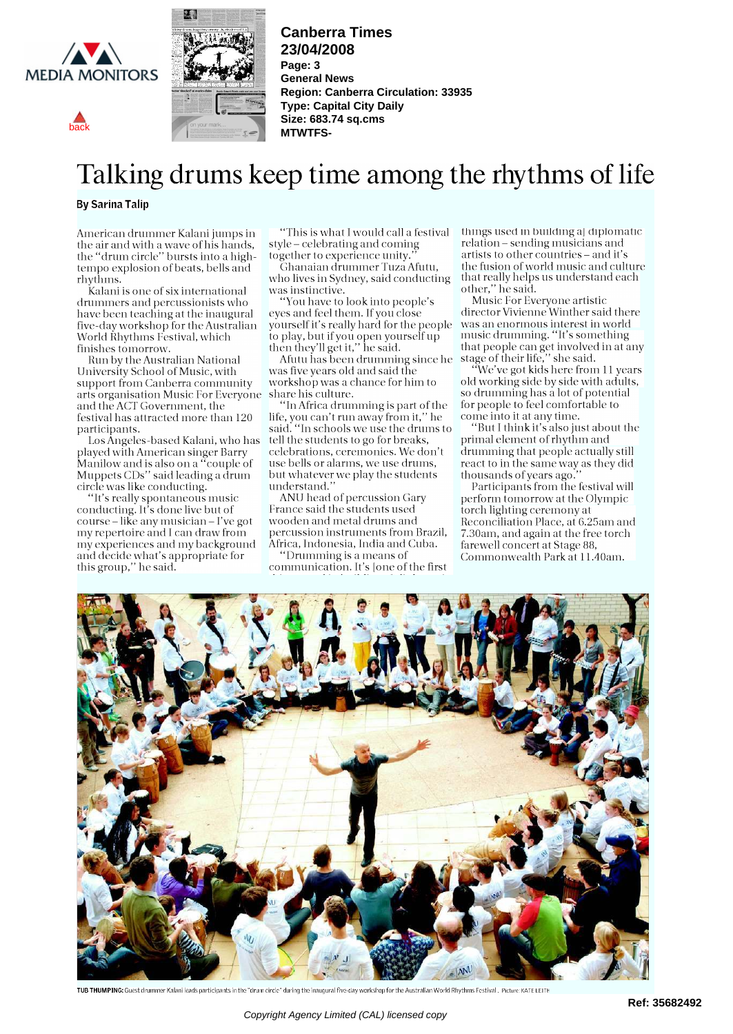Canberra Times
23/04/2008
Page: 3
General News
Region: Canberra Circulation: 33935
Type: Capital City Daily
Size: 683.74 sq.cms
MTWTFS-

# Talking drums keep time among the rhythms of life

**By Sarina Talip**

American drummer Kalani jumps in the air and with a wave of his hands, the "drum circle" bursts into a high-tempo explosion of beats, bells and rhythms.

Kalani is one of six international drummers and percussionists who have been teaching at the inaugural five-day workshop for the Australian World Rhythms Festival, which finishes tomorrow.

Run by the Australian National University School of Music, with support from Canberra community arts organisation Music For Everyone and the ACT Government, the festival has attracted more than 120 participants.

Los Angeles-based Kalani, who has played with American singer Barry Manilow and is also on a "couple of Muppets CDs" said leading a drum circle was like conducting.

"It's really spontaneous music conducting. It's done live but of course – like any musician – I've got my repertoire and I can draw from my experiences and my background and decide what's appropriate for this group," he said.

"This is what I would call a festival style – celebrating and coming together to experience unity."

Ghanaian drummer Tuza Afutu, who lives in Sydney, said conducting was instinctive.

"You have to look into people's eyes and feel them. If you close yourself it's really hard for the people to play, but if you open yourself up then they'll get it," he said.

Afutu has been drumming since he was five years old and said the workshop was a chance for him to share his culture.

"In Africa drumming is part of the life, you can't run away from it," he said. "In schools we use the drums to tell the students to go for breaks, celebrations, ceremonies. We don't use bells or alarms, we use drums, but whatever we play the students understand."

ANU head of percussion Gary France said the students used wooden and metal drums and percussion instruments from Brazil, Africa, Indonesia, India and Cuba.

"Drumming is a means of communication. It's [one of the first things used in building a] diplomatic relation – sending musicians and artists to other countries – and it's the fusion of world music and culture that really helps us understand each other," he said.

Music For Everyone artistic director Vivienne Winther said there was an enormous interest in world music drumming. "It's something that people can get involved in at any stage of their life," she said.

"We've got kids here from 11 years old working side by side with adults, so drumming has a lot of potential for people to feel comfortable to come into it at any time.

"But I think it's also just about the primal element of rhythm and drumming that people actually still react to in the same way as they did thousands of years ago."

Participants from the festival will perform tomorrow at the Olympic torch lighting ceremony at Reconciliation Place, at 6.25am and 7.30am, and again at the free torch farewell concert at Stage 88, Commonwealth Park at 11.40am.

**TUB THUMPING:** Guest drummer Kalani leads participants in the "drum circle" during the inaugural five-day workshop for the Australian World Rhythms Festival. Picture: KATE LEITH

Ref: 35682492

Copyright Agency Limited (CAL) licensed copy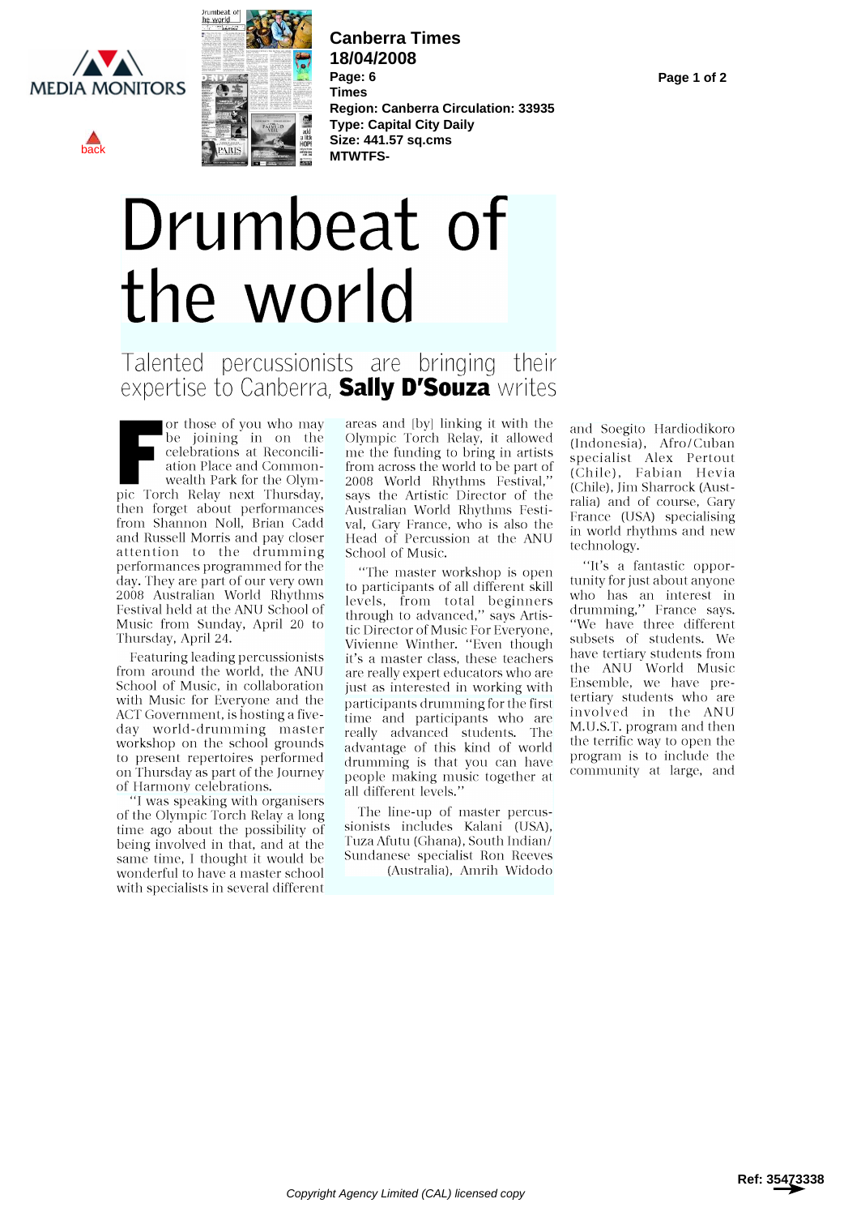Canberra Times
18/04/2008
Page: 6
Times
Region: Canberra Circulation: 33935
Type: Capital City Daily
Size: 441.57 sq.cms
MTWTFS-

# Drumbeat of the world

Talented percussionists are bringing their expertise to Canberra, **Sally D'Souza** writes

For those of you who may be joining in on the celebrations at Reconciliation Place and Commonwealth Park for the Olympic Torch Relay next Thursday, then forget about performances from Shannon Noll, Brian Cadd and Russell Morris and pay closer attention to the drumming performances programmed for the day. They are part of our very own 2008 Australian World Rhythms Festival held at the ANU School of Music from Sunday, April 20 to Thursday, April 24.

Featuring leading percussionists from around the world, the ANU School of Music, in collaboration with Music for Everyone and the ACT Government, is hosting a five-day world-drumming master workshop on the school grounds to present repertoires performed on Thursday as part of the Journey of Harmony celebrations.

"I was speaking with organisers of the Olympic Torch Relay a long time ago about the possibility of being involved in that, and at the same time, I thought it would be wonderful to have a master school with specialists in several different areas and [by] linking it with the Olympic Torch Relay, it allowed me the funding to bring in artists from across the world to be part of 2008 World Rhythms Festival," says the Artistic Director of the Australian World Rhythms Festival, Gary France, who is also the Head of Percussion at the ANU School of Music.

"The master workshop is open to participants of all different skill levels, from total beginners through to advanced," says Artistic Director of Music For Everyone, Vivienne Winther. "Even though it's a master class, these teachers are really expert educators who are just as interested in working with participants drumming for the first time and participants who are really advanced students. The advantage of this kind of world drumming is that you can have people making music together at all different levels."

The line-up of master percussionists includes Kalani (USA), Tuza Afutu (Ghana), South Indian/Sundanese specialist Ron Reeves (Australia), Amrih Widodo and Soegito Hardiodikoro (Indonesia), Afro/Cuban specialist Alex Pertout (Chile), Fabian Hevia (Chile), Jim Sharrock (Australia) and of course, Gary France (USA) specialising in world rhythms and new technology.

"It's a fantastic opportunity for just about anyone who has an interest in drumming," France says. "We have three different subsets of students. We have tertiary students from the ANU World Music Ensemble, we have pre-tertiary students who are involved in the ANU M.U.S.T. program and then the terrific way to open the program is to include the community at large, and

Copyright Agency Limited (CAL) licensed copy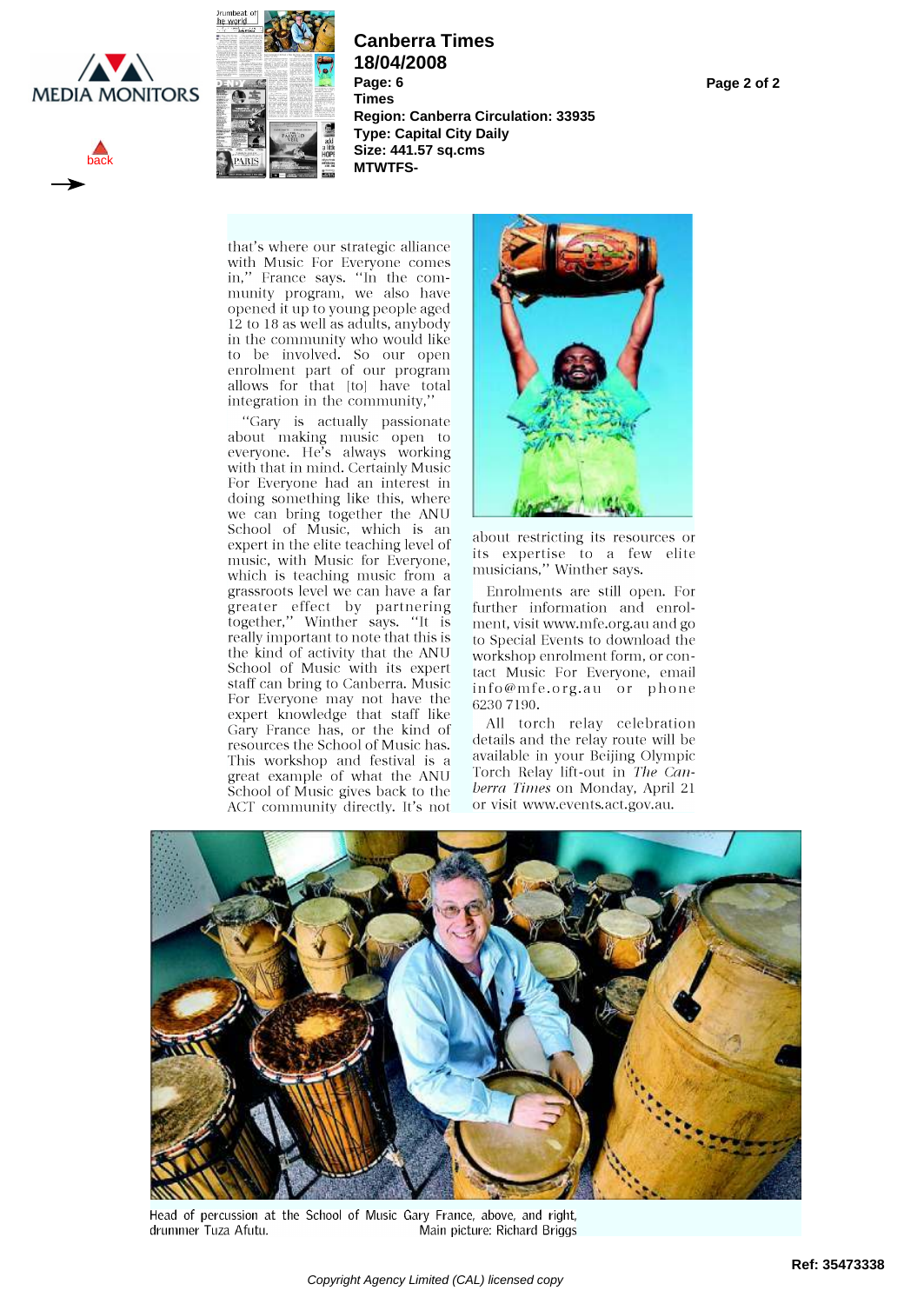that's where our strategic alliance with Music For Everyone comes in," France says. "In the community program, we also have opened it up to young people aged 12 to 18 as well as adults, anybody in the community who would like to be involved. So our open enrolment part of our program allows for that [to] have total integration in the community,"

"Gary is actually passionate about making music open to everyone. He's always working with that in mind. Certainly Music For Everyone had an interest in doing something like this, where we can bring together the ANU School of Music, which is an expert in the elite teaching level of music, with Music for Everyone, which is teaching music from a grassroots level we can have a far greater effect by partnering together," Winther says. "It is really important to note that this is the kind of activity that the ANU School of Music with its expert staff can bring to Canberra. Music For Everyone may not have the expert knowledge that staff like Gary France has, or the kind of resources the School of Music has. This workshop and festival is a great example of what the ANU School of Music gives back to the ACT community directly. It's not about restricting its resources or its expertise to a few elite musicians," Winther says.

Enrolments are still open. For further information and enrolment, visit www.mfe.org.au and go to Special Events to download the workshop enrolment form, or contact Music For Everyone, email info@mfe.org.au or phone 6230 7190.

All torch relay celebration details and the relay route will be available in your Beijing Olympic Torch Relay lift-out in *The Canberra Times* on Monday, April 21 or visit www.events.act.gov.au.

Head of percussion at the School of Music Gary France, above, and right, drummer Tuza Afutu. Main picture: Richard Briggs